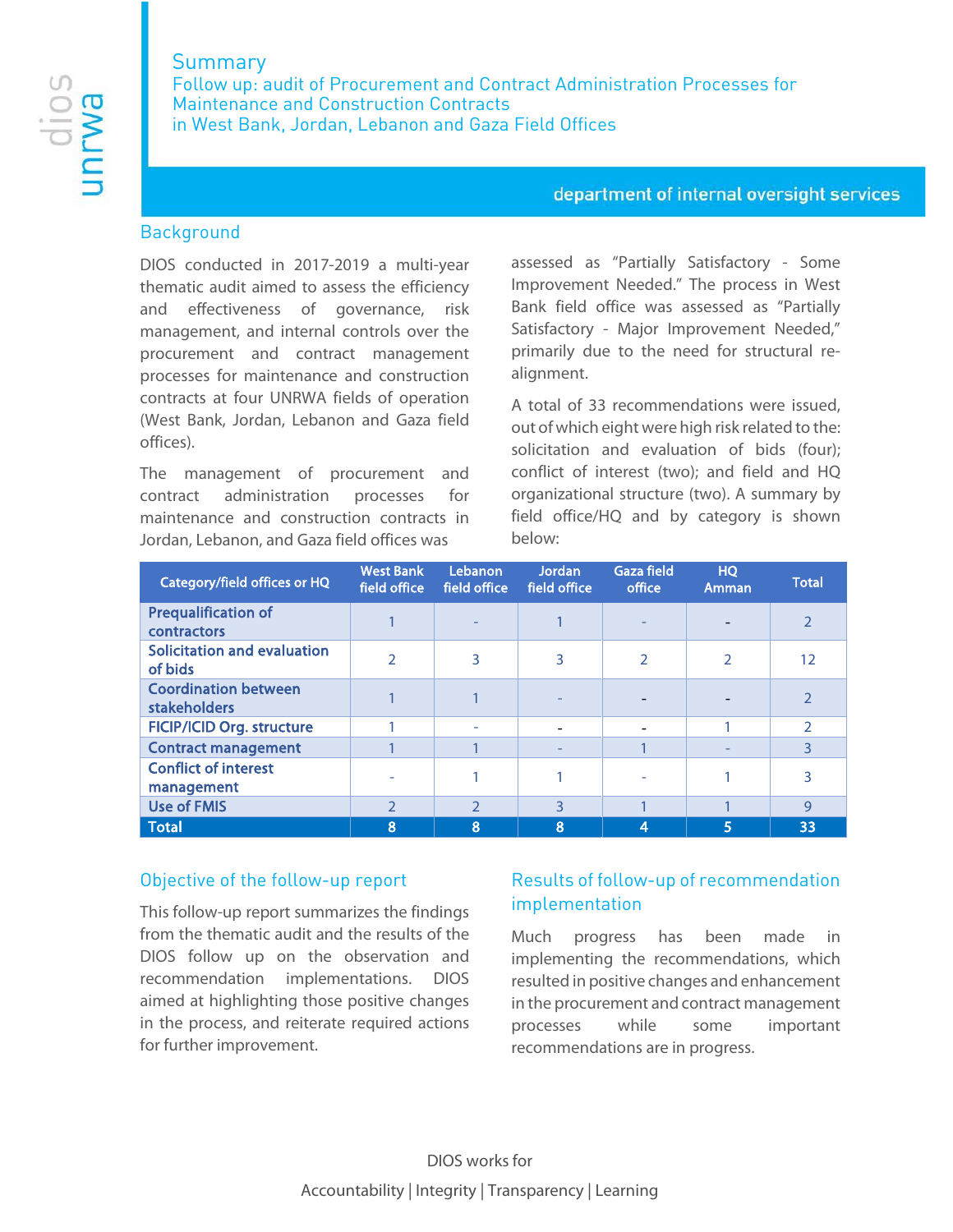# Summary

## Follow up: audit of Procurement and Contract Administration Processes for Maintenance and Construction Contracts in West Bank, Jordan, Lebanon and Gaza Field Offices

department of internal oversight services

## Background

DIOS conducted in 2017-2019 a multi-year thematic audit aimed to assess the efficiency and effectiveness of governance, risk management, and internal controls over the procurement and contract management processes for maintenance and construction contracts at four UNRWA fields of operation (West Bank, Jordan, Lebanon and Gaza field offices).

The management of procurement and contract administration processes for maintenance and construction contracts in Jordan, Lebanon, and Gaza field offices was assessed as "Partially Satisfactory - Some Improvement Needed." The process in West Bank field office was assessed as "Partially Satisfactory - Major Improvement Needed," primarily due to the need for structural re-alignment.

A total of 33 recommendations were issued, out of which eight were high risk related to the: solicitation and evaluation of bids (four); conflict of interest (two); and field and HQ organizational structure (two). A summary by field office/HQ and by category is shown below:

| Category/field offices or HQ | West Bank field office | Lebanon field office | Jordan field office | Gaza field office | HQ Amman | Total |
|---|---|---|---|---|---|---|
| Prequalification of contractors | 1 | - | 1 | - | - | 2 |
| Solicitation and evaluation of bids | 2 | 3 | 3 | 2 | 2 | 12 |
| Coordination between stakeholders | 1 | 1 | - | - | - | 2 |
| FICIP/ICID Org. structure | 1 | - | - | - | 1 | 2 |
| Contract management | 1 | 1 | - | 1 | - | 3 |
| Conflict of interest management | - | 1 | 1 | - | 1 | 3 |
| Use of FMIS | 2 | 2 | 3 | 1 | 1 | 9 |
| **Total** | **8** | **8** | **8** | **4** | **5** | **33** |

## Objective of the follow-up report

This follow-up report summarizes the findings from the thematic audit and the results of the DIOS follow up on the observation and recommendation implementations. DIOS aimed at highlighting those positive changes in the process, and reiterate required actions for further improvement.

## Results of follow-up of recommendation implementation

Much progress has been made in implementing the recommendations, which resulted in positive changes and enhancement in the procurement and contract management processes while some important recommendations are in progress.

DIOS works for

Accountability | Integrity | Transparency | Learning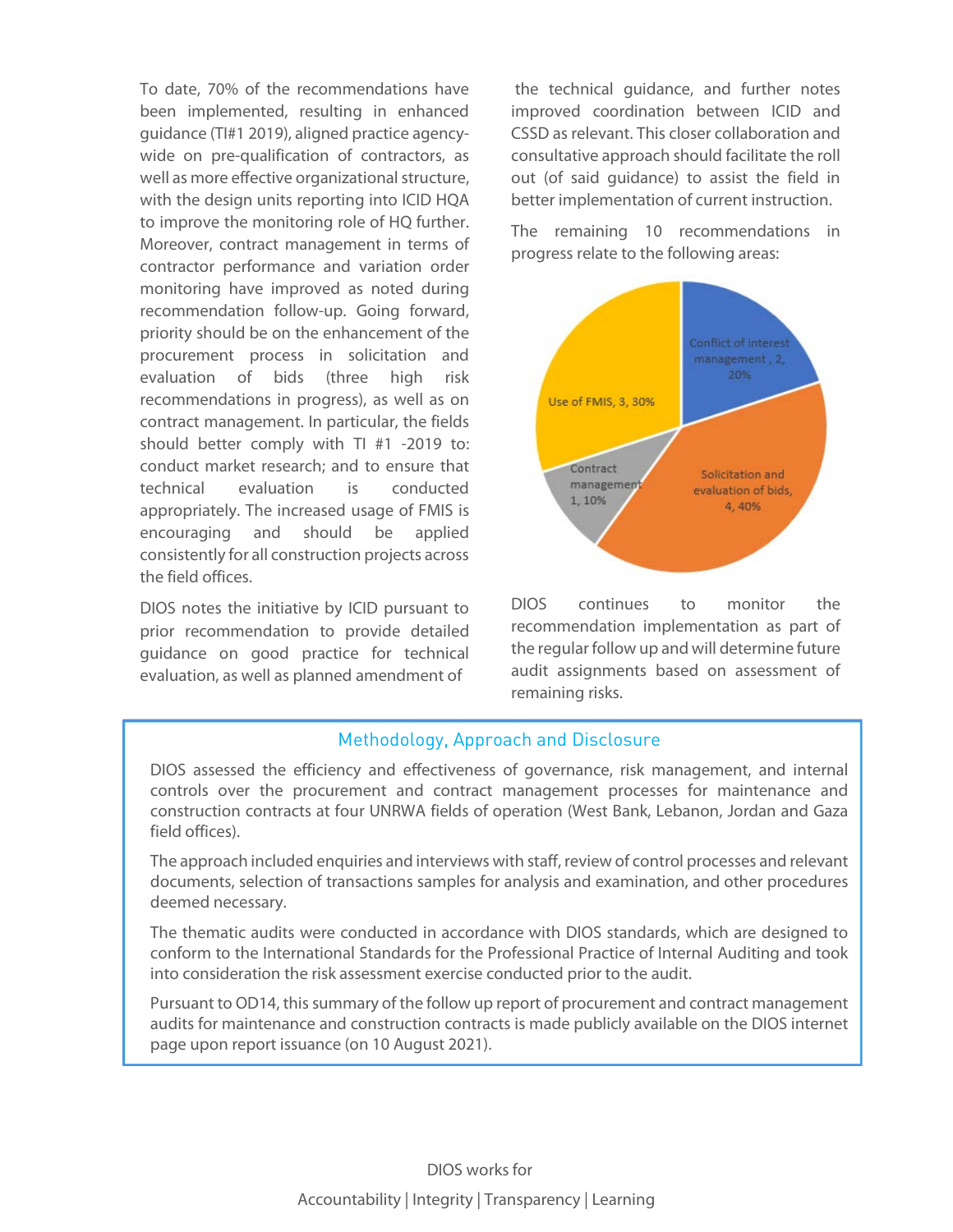To date, 70% of the recommendations have been implemented, resulting in enhanced guidance (TI#1 2019), aligned practice agency-wide on pre-qualification of contractors, as well as more effective organizational structure, with the design units reporting into ICID HQA to improve the monitoring role of HQ further. Moreover, contract management in terms of contractor performance and variation order monitoring have improved as noted during recommendation follow-up. Going forward, priority should be on the enhancement of the procurement process in solicitation and evaluation of bids (three high risk recommendations in progress), as well as on contract management. In particular, the fields should better comply with TI #1 -2019 to: conduct market research; and to ensure that technical evaluation is conducted appropriately. The increased usage of FMIS is encouraging and should be applied consistently for all construction projects across the field offices.

DIOS notes the initiative by ICID pursuant to prior recommendation to provide detailed guidance on good practice for technical evaluation, as well as planned amendment of the technical guidance, and further notes improved coordination between ICID and CSSD as relevant. This closer collaboration and consultative approach should facilitate the roll out (of said guidance) to assist the field in better implementation of current instruction.

The remaining 10 recommendations in progress relate to the following areas:

Conflict of interest management , 2, 20%

Solicitation and evaluation of bids, 4, 40%

Contract management 1, 10%

Use of FMIS, 3, 30%

DIOS continues to monitor the recommendation implementation as part of the regular follow up and will determine future audit assignments based on assessment of remaining risks.

## Methodology, Approach and Disclosure

DIOS assessed the efficiency and effectiveness of governance, risk management, and internal controls over the procurement and contract management processes for maintenance and construction contracts at four UNRWA fields of operation (West Bank, Lebanon, Jordan and Gaza field offices).

The approach included enquiries and interviews with staff, review of control processes and relevant documents, selection of transactions samples for analysis and examination, and other procedures deemed necessary.

The thematic audits were conducted in accordance with DIOS standards, which are designed to conform to the International Standards for the Professional Practice of Internal Auditing and took into consideration the risk assessment exercise conducted prior to the audit.

Pursuant to OD14, this summary of the follow up report of procurement and contract management audits for maintenance and construction contracts is made publicly available on the DIOS internet page upon report issuance (on 10 August 2021).

DIOS works for

Accountability | Integrity | Transparency | Learning